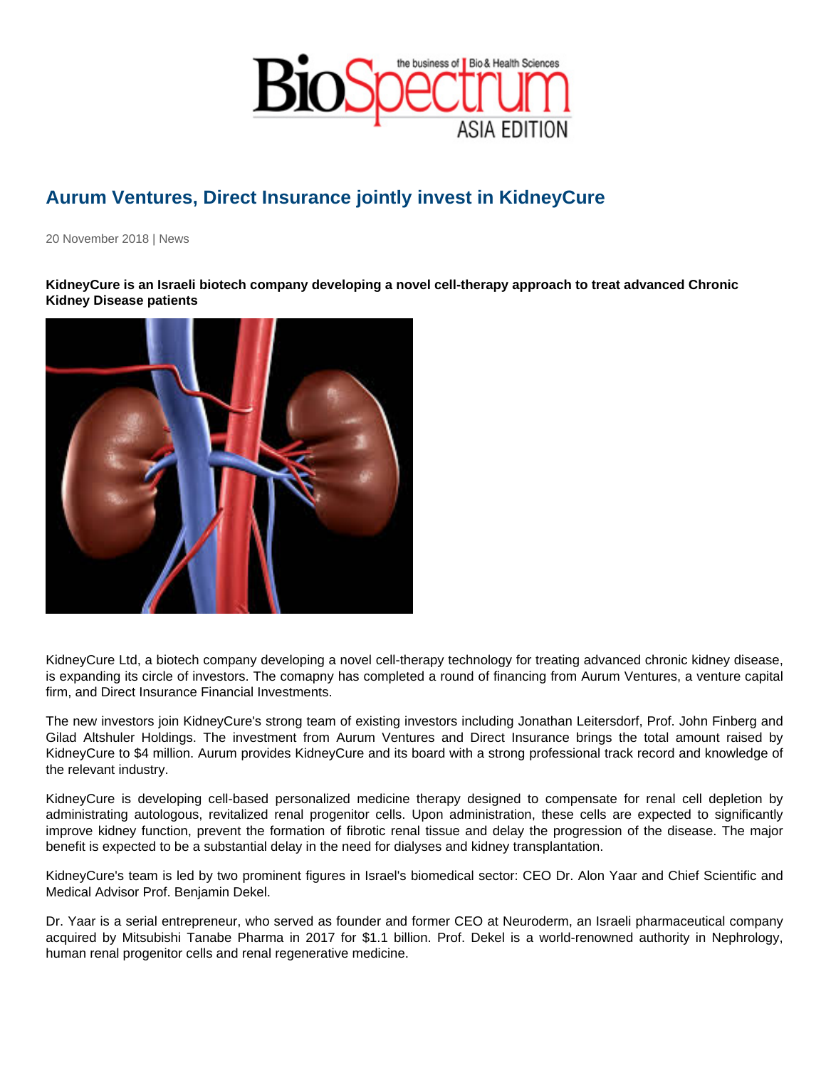# Aurum Ventures, Direct Insurance jointly invest in KidneyCure

20 November 2018 | News

**KidneyCure is an Israeli biotech company developing a novel cell-therapy approach to treat advanced Chronic Kidney Disease patients**

KidneyCure Ltd, a biotech company developing a novel cell-therapy technology for treating advanced chronic kidney disease, is expanding its circle of investors. The comapny has completed a round of financing from Aurum Ventures, a venture capital firm, and Direct Insurance Financial Investments.

The new investors join KidneyCure's strong team of existing investors including Jonathan Leitersdorf, Prof. John Finberg and Gilad Altshuler Holdings. The investment from Aurum Ventures and Direct Insurance brings the total amount raised by KidneyCure to $4 million. Aurum provides KidneyCure and its board with a strong professional track record and knowledge of the relevant industry.

KidneyCure is developing cell-based personalized medicine therapy designed to compensate for renal cell depletion by administrating autologous, revitalized renal progenitor cells. Upon administration, these cells are expected to significantly improve kidney function, prevent the formation of fibrotic renal tissue and delay the progression of the disease. The major benefit is expected to be a substantial delay in the need for dialyses and kidney transplantation.

KidneyCure's team is led by two prominent figures in Israel's biomedical sector: CEO Dr. Alon Yaar and Chief Scientific and Medical Advisor Prof. Benjamin Dekel.

Dr. Yaar is a serial entrepreneur, who served as founder and former CEO at Neuroderm, an Israeli pharmaceutical company acquired by Mitsubishi Tanabe Pharma in 2017 for $1.1 billion. Prof. Dekel is a world-renowned authority in Nephrology, human renal progenitor cells and renal regenerative medicine.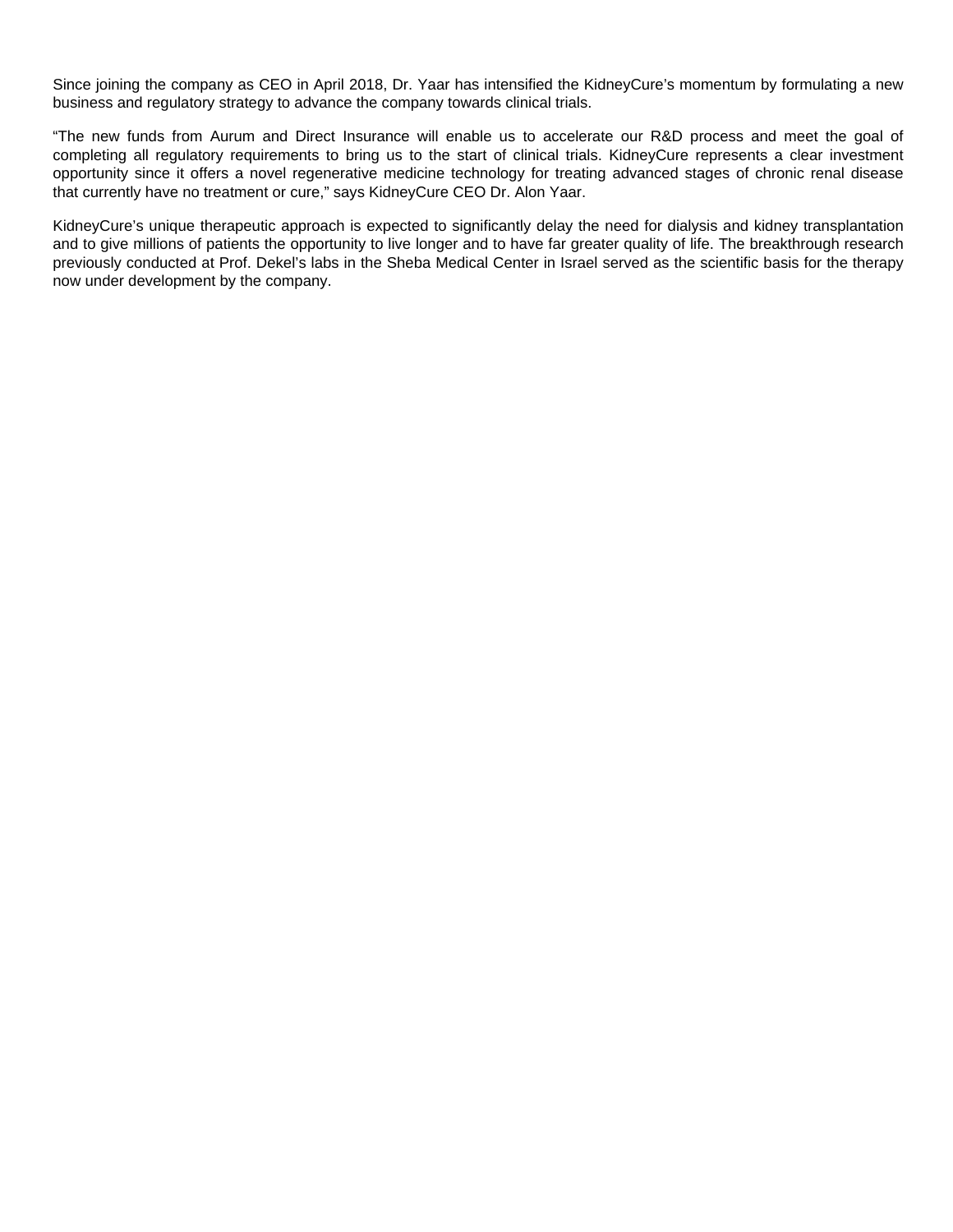Since joining the company as CEO in April 2018, Dr. Yaar has intensified the KidneyCure's momentum by formulating a new business and regulatory strategy to advance the company towards clinical trials.

"The new funds from Aurum and Direct Insurance will enable us to accelerate our R&D process and meet the goal of completing all regulatory requirements to bring us to the start of clinical trials. KidneyCure represents a clear investment opportunity since it offers a novel regenerative medicine technology for treating advanced stages of chronic renal disease that currently have no treatment or cure," says KidneyCure CEO Dr. Alon Yaar.

KidneyCure's unique therapeutic approach is expected to significantly delay the need for dialysis and kidney transplantation and to give millions of patients the opportunity to live longer and to have far greater quality of life. The breakthrough research previously conducted at Prof. Dekel's labs in the Sheba Medical Center in Israel served as the scientific basis for the therapy now under development by the company.